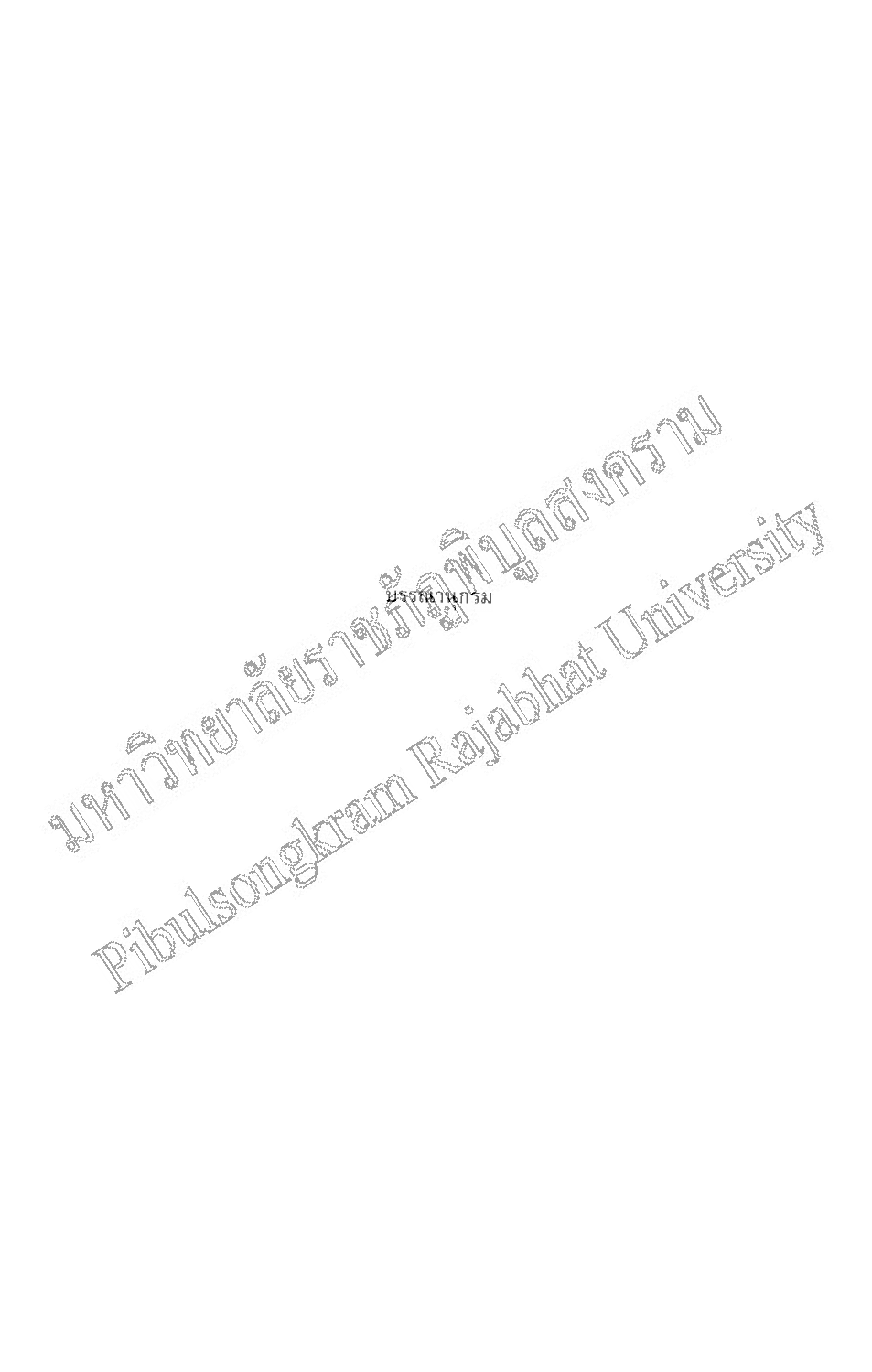# บรรณานุกรม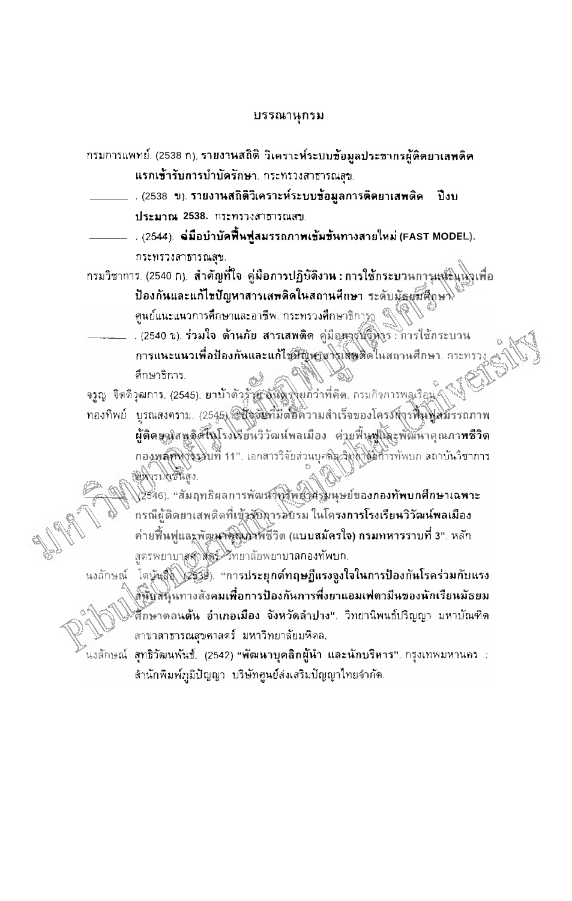# บรรณานุกรม

กรมการแพทย์. (2538 ก). **รายงานสถิติ วิเคราะห์ระบบข้อมูลประชากรผู้ติดยาเสพติดแรกเข้ารับการบำบัดรักษา**. กระทรวงสาธารณสุข.

\_\_\_\_\_\_\_\_. (2538 ข). **รายงานสถิติวิเคราะห์ระบบข้อมูลการติดยาเสพติด ปีงบประมาณ 2538.** กระทรวงสาธารณสุข.

\_\_\_\_\_\_\_\_. (2544). **คู่มือบำบัดฟื้นฟูสมรรถภาพเข้มข้นทางสายใหม่ (FAST MODEL).** กระทรวงสาธารณสุข.

กรมวิชาการ. (2540 ก). **สำคัญที่ใจ คู่มือการปฏิบัติงาน : การใช้กระบวนการแนะแนวเพื่อป้องกันและแก้ไขปัญหาสารเสพติดในสถานศึกษา ระดับมัธยมศึกษา**. ศูนย์แนะแนวการศึกษาและอาชีพ. กระทรวงศึกษาธิการ.

\_\_\_\_\_\_\_\_. (2540 ข). **ร่วมใจ ต้านภัย สารเสพติด** คู่มือการบริหาร : การใช้กระบวน**การแนะแนวเพื่อป้องกันและแก้ไขปัญหาสารเสพติด**ในสถานศึกษา. กระทรวงศึกษาธิการ.

จรูญ จิตติวุฒการ. (2545). **ยาบ้าตัวร้าย อันตรายกว่าที่คิด**. กรมกิจการพลเรือน.

ทองทิพย์ บูรณสงคราม. (2545). "**ปัจจัยที่มีต่อความสำเร็จของโครงการฟื้นฟูสมรรถภาพผู้ติดยาเสพติดในโรงเรียนวิวัฒน์พลเมือง ค่ายฟื้นฟูและพัฒนาคุณภาพชีวิต กองพลทหารราบที่ 11**". เอกสารวิจัยส่วนบุคคล วิทยาลัยการทัพบก สถาบันวิชาการทหารบกชั้นสูง.

\_\_\_\_\_\_\_\_. (2546). "**สัมฤทธิผลการพัฒนาทรัพยากรมนุษย์ของกองทัพบกศึกษาเฉพาะกรณีผู้ติดยาเสพติดที่เข้ารับการอบรม ในโครงการโรงเรียนวิวัฒน์พลเมือง ค่ายฟื้นฟูและพัฒนาคุณภาพชีวิต (แบบสมัครใจ) กรมทหารราบที่ 3**". หลักสูตรพยาบาลศาสตร์ วิทยาลัยพยาบาลกองทัพบก.

นงลักษณ์ โตบันลือ. (2539). "**การประยุกต์ทฤษฎีแรงจูงใจในการป้องกันโรคร่วมกับแรงสนับสนุนทางสังคมเพื่อการป้องกันการพึ่งยาแอมเฟตามีนของนักเรียนมัธยมศึกษาดอนดั่น อำเภอเมือง จังหวัดลำปาง**". วิทยานิพนธ์ปริญญา มหาบัณฑิต สาขาสาธารณสุขศาสตร์ มหาวิทยาลัยมหิดล.

นงลักษณ์ สุทธิวัฒนพันธ์. (2542) "**พัฒนาบุคลิกผู้นำ และนักบริหาร**". กรุงเทพมหานคร : สำนักพิมพ์ภูมิปัญญา บริษัทศูนย์ส่งเสริมปัญญาไทยจำกัด.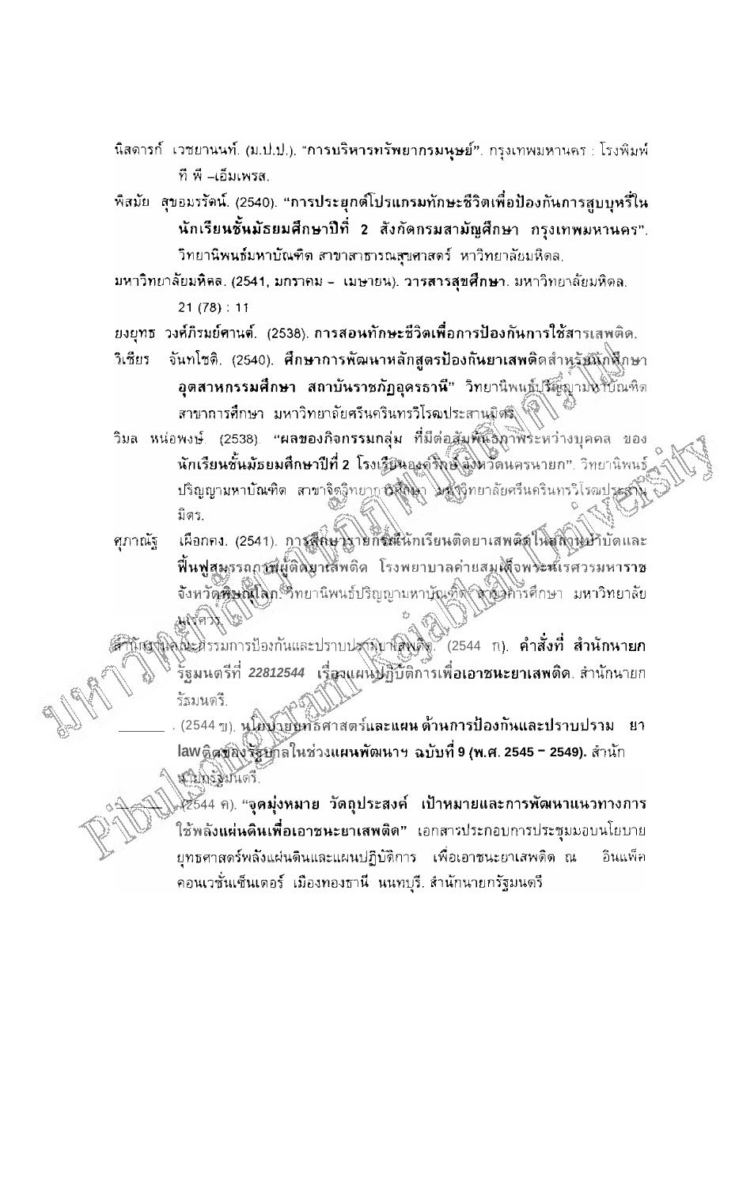นิสดารก์ เวชยานนท์. (ม.ป.ป.). "**การบริหารทรัพยากรมนุษย์**". กรุงเทพมหานคร : โรงพิมพ์ ที พี –เอ็มเพรส.

พิสมัย สุขอมรรัตน์. (2540). "**การประยุกต์โปรแกรมทักษะชีวิตเพื่อป้องกันการสูบบุหรี่ในนักเรียนชั้นมัธยมศึกษาปีที่ 2 สังกัดกรมสามัญศึกษา กรุงเทพมหานคร**". วิทยานิพนธ์มหาบัณฑิต สาขาสาธารณสุขศาสตร์ มหาวิทยาลัยมหิดล.

มหาวิทยาลัยมหิดล. (2541, มกราคม – เมษายน). **วารสารสุขศึกษา**. มหาวิทยาลัยมหิดล. 21 (78) : 11

ยงยุทธ วงศ์ภิรมย์ศานต์. (2538). **การสอนทักษะชีวิตเพื่อการป้องกันการใช้สารเสพติด.**

วิเชียร จันทโชติ. (2540). **ศึกษาการพัฒนาหลักสูตรป้องกันยาเสพติดสำหรับนักศึกษาอุตสาหกรรมศึกษา สถาบันราชภัฏอุดรธานี"** วิทยานิพนธ์ปริญญามหาบัณฑิต สาขาการศึกษา มหาวิทยาลัยศรีนครินทรวิโรฒประสานมิตร.

วิมล หน่อพงษ์. (2538). "**ผลของกิจกรรมกลุ่ม ที่มีต่อสัมพันธภาพระหว่างบุคคล ของนักเรียนชั้นมัธยมศึกษาปีที่ 2 โรงเรียนองครักษ์ จังหวัดนครนายก**". วิทยานิพนธ์ปริญญามหาบัณฑิต สาขาจิตวิทยาการศึกษา มหาวิทยาลัยศรีนครินทรวิโรฒประสานมิตร.

ศุภาณัฐ เผือกคง. (2541). **การศึกษารายกรณีนักเรียนติดยาเสพติดในสถานบำบัดและฟื้นฟูสมรรถภาพผู้ติดยาเสพติด โรงพยาบาลค่ายสมเด็จพระนเรศวรมหาราช จังหวัดพิษณุโลก.** วิทยานิพนธ์ปริญญามหาบัณฑิต สาขาการศึกษา มหาวิทยาลัยนเรศวร.

สำนักงานคณะกรรมการป้องกันและปราบปรามยาเสพติด. (2544 ก). **คำสั่งที่ สำนักนายกรัฐมนตรีที่ *22812544* เรื่องแผนปฏิบัติการเพื่อเอาชนะยาเสพติด**. สำนักนายกรัฐมนตรี.

\_\_\_\_\_\_ . (2544 ข). **นโยบายยุทธศาสตร์และแผน ด้านการป้องกันและปราบปราม ยาlawติดของรัฐบาลในช่วงแผนพัฒนาฯ ฉบับที่ 9 (พ.ศ. 2545 – 2549).** สำนักนายกรัฐมนตรี.

\_\_\_\_\_\_ . (2544 ค). "**จุดมุ่งหมาย วัตถุประสงค์ เป้าหมายและการพัฒนาแนวทางการใช้พลังแผ่นดินเพื่อเอาชนะยาเสพติด**" เอกสารประกอบการประชุมมอบนโยบายยุทธศาสตร์พลังแผ่นดินและแผนปฏิบัติการ เพื่อเอาชนะยาเสพติด ณ อินแพ็คคอนเวชั่นเซ็นเตอร์ เมืองทองธานี นนทบุรี. สำนักนายกรัฐมนตรี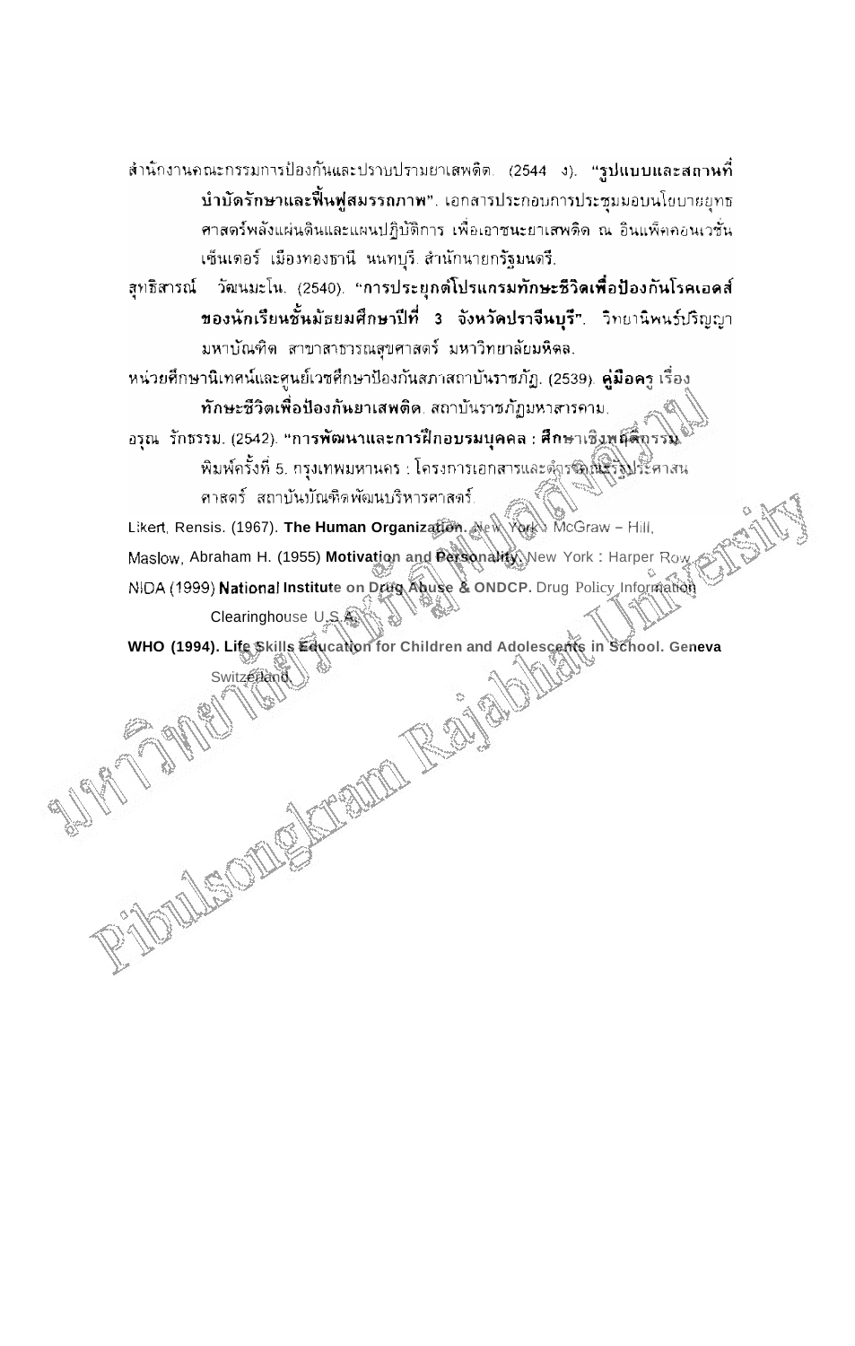สำนักงานคณะกรรมการป้องกันและปราบปรามยาเสพติด. (2544 ง). **"รูปแบบและสถานที่บำบัดรักษาและฟื้นฟูสมรรถภาพ"**. เอกสารประกอบการประชุมมอบนโยบายยุทธศาสตร์พลังแผ่นดินและแผนปฏิบัติการ เพื่อเอาชนะยาเสพติด ณ อินแพ็คคอนเวชั่นเซ็นเตอร์ เมืองทองธานี นนทบุรี. สำนักนายกรัฐมนตรี.

สุทธิสารณ์ วัฒนมะโน. (2540). **"การประยุกต์โปรแกรมทักษะชีวิตเพื่อป้องกันโรคเอดส์ของนักเรียนชั้นมัธยมศึกษาปีที่ 3 จังหวัดปราจีนบุรี"**. วิทยานิพนธ์ปริญญามหาบัณฑิต สาขาสาธารณสุขศาสตร์ มหาวิทยาลัยมหิดล.

หน่วยศึกษานิเทศน์และศูนย์เวชศึกษาป้องกันสภาสถาบันราชภัฏ. (2539). **คู่มือครู** เรื่อง **ทักษะชีวิตเพื่อป้องกันยาเสพติด**. สถาบันราชภัฏมหาสารคาม.

อรุณ รักธรรม. (2542). **"การพัฒนาและการฝึกอบรมบุคคล : ศึกษาเชิงพฤติกรรม** พิมพ์ครั้งที่ 5. กรุงเทพมหานคร : โครงการเอกสารและตำรารัฐประศาสนศาสตร์ สถาบันบัณฑิตพัฒนบริหารศาสตร์.

Likert, Rensis. (1967). **The Human Organization.** New York : McGraw – Hill.

Maslow, Abraham H. (1955) **Motivation and Personality.** New York : Harper Row.

NIDA (1999) **National Institute on Drug Abuse & ONDCP.** Drug Policy Information Clearinghouse U.S.A.

**WHO (1994). Life Skills Education for Children and Adolescents in School. Geneva** Switzerland.